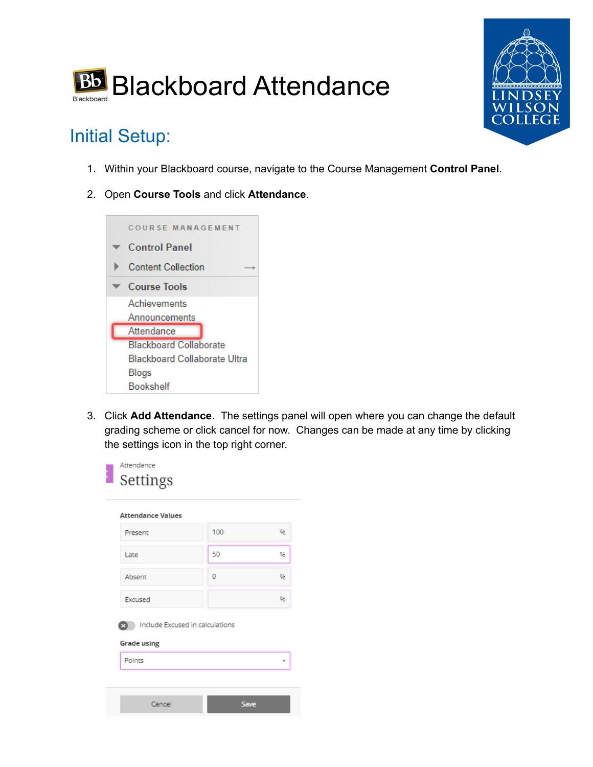# Blackboard Attendance

## Initial Setup:

1. Within your Blackboard course, navigate to the Course Management **Control Panel**.

2. Open **Course Tools** and click **Attendance**.

3. Click **Add Attendance**. The settings panel will open where you can change the default grading scheme or click cancel for now. Changes can be made at any time by clicking the settings icon in the top right corner.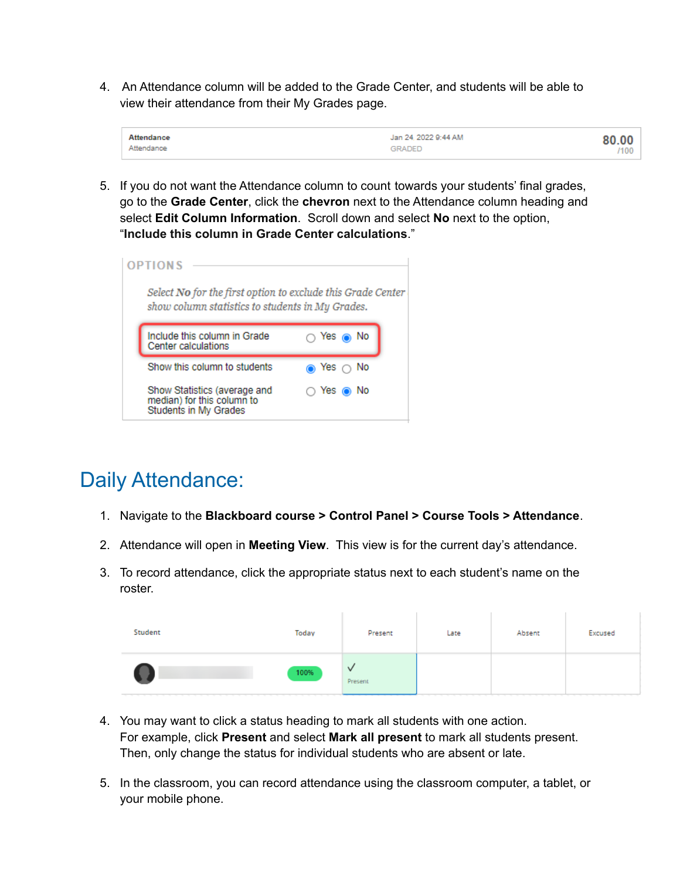4. An Attendance column will be added to the Grade Center, and students will be able to view their attendance from their My Grades page.

Attendance
Attendance
Jan 24 2022 9:44 AM
GRADED
80.00
/100

5. If you do not want the Attendance column to count towards your students' final grades, go to the **Grade Center**, click the **chevron** next to the Attendance column heading and select **Edit Column Information**. Scroll down and select **No** next to the option, "**Include this column in Grade Center calculations**."

OPTIONS

*Select No for the first option to exclude this Grade Center show column statistics to students in My Grades.*

| | | |
|---|---|---|
| Include this column in Grade Center calculations | Yes | No (selected) |
| Show this column to students | Yes (selected) | No |
| Show Statistics (average and median) for this column to Students in My Grades | Yes | No (selected) |

## Daily Attendance:

1. Navigate to the **Blackboard course > Control Panel > Course Tools > Attendance**.
2. Attendance will open in **Meeting View**. This view is for the current day's attendance.
3. To record attendance, click the appropriate status next to each student's name on the roster.

| Student | Today | Present | Late | Absent | Excused |
|---|---|---|---|---|---|
| | 100% | ✓ Present | | | |

4. You may want to click a status heading to mark all students with one action. For example, click **Present** and select **Mark all present** to mark all students present. Then, only change the status for individual students who are absent or late.
5. In the classroom, you can record attendance using the classroom computer, a tablet, or your mobile phone.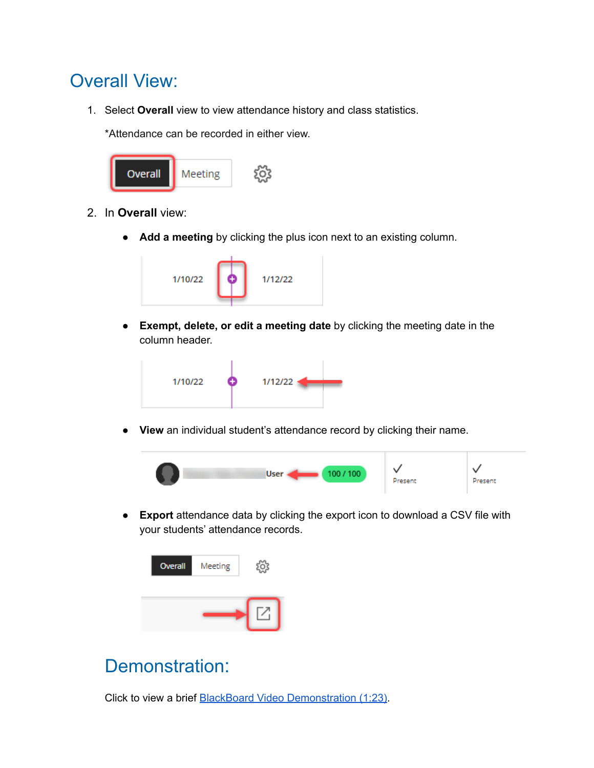## Overall View:

1. Select **Overall** view to view attendance history and class statistics.

   *Attendance can be recorded in either view.

2. In **Overall** view:

   - **Add a meeting** by clicking the plus icon next to an existing column.
   - **Exempt, delete, or edit a meeting date** by clicking the meeting date in the column header.
   - **View** an individual student's attendance record by clicking their name.
   - **Export** attendance data by clicking the export icon to download a CSV file with your students' attendance records.

## Demonstration:

Click to view a brief [BlackBoard Video Demonstration (1:23)].